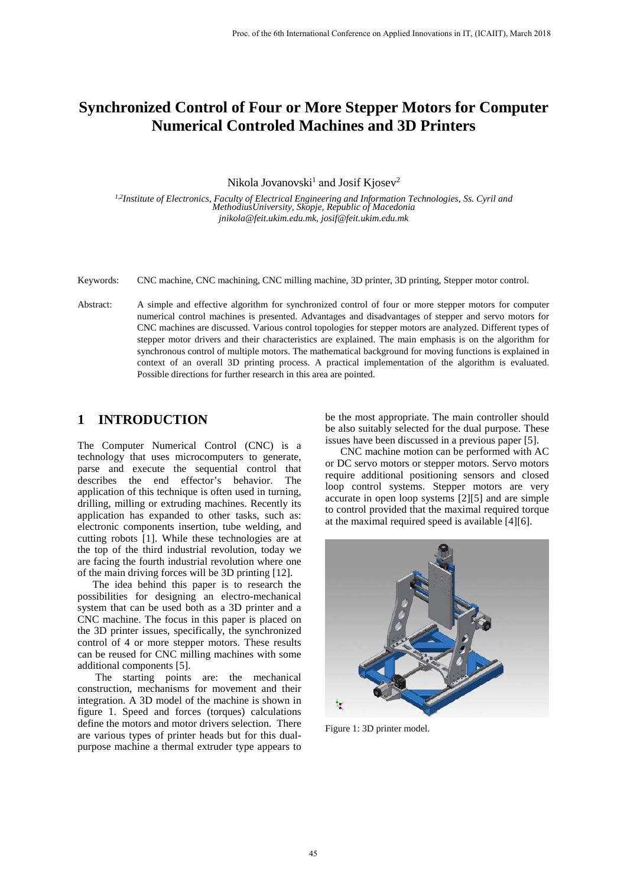# Synchronized Control of Four or More Stepper Motors for Computer Numerical Controled Machines and 3D Printers

Nikola Jovanovski[1] and Josif Kjosev[2]

*[1,2]Institute of Electronics, Faculty of Electrical Engineering and Information Technologies, Ss. Cyril and MethodiusUniversity, Skopje, Republic of Macedonia*
*jnikola@feit.ukim.edu.mk, josif@feit.ukim.edu.mk*

Keywords: CNC machine, CNC machining, CNC milling machine, 3D printer, 3D printing, Stepper motor control.

Abstract: A simple and effective algorithm for synchronized control of four or more stepper motors for computer numerical control machines is presented. Advantages and disadvantages of stepper and servo motors for CNC machines are discussed. Various control topologies for stepper motors are analyzed. Different types of stepper motor drivers and their characteristics are explained. The main emphasis is on the algorithm for synchronous control of multiple motors. The mathematical background for moving functions is explained in context of an overall 3D printing process. A practical implementation of the algorithm is evaluated. Possible directions for further research in this area are pointed.

## 1 INTRODUCTION

The Computer Numerical Control (CNC) is a technology that uses microcomputers to generate, parse and execute the sequential control that describes the end effector's behavior. The application of this technique is often used in turning, drilling, milling or extruding machines. Recently its application has expanded to other tasks, such as: electronic components insertion, tube welding, and cutting robots [1]. While these technologies are at the top of the third industrial revolution, today we are facing the fourth industrial revolution where one of the main driving forces will be 3D printing [12].

The idea behind this paper is to research the possibilities for designing an electro-mechanical system that can be used both as a 3D printer and a CNC machine. The focus in this paper is placed on the 3D printer issues, specifically, the synchronized control of 4 or more stepper motors. These results can be reused for CNC milling machines with some additional components [5].

The starting points are: the mechanical construction, mechanisms for movement and their integration. A 3D model of the machine is shown in figure 1. Speed and forces (torques) calculations define the motors and motor drivers selection. There are various types of printer heads but for this dual-purpose machine a thermal extruder type appears to be the most appropriate. The main controller should be also suitably selected for the dual purpose. These issues have been discussed in a previous paper [5].

CNC machine motion can be performed with AC or DC servo motors or stepper motors. Servo motors require additional positioning sensors and closed loop control systems. Stepper motors are very accurate in open loop systems [2][5] and are simple to control provided that the maximal required torque at the maximal required speed is available [4][6].

Figure 1: 3D printer model.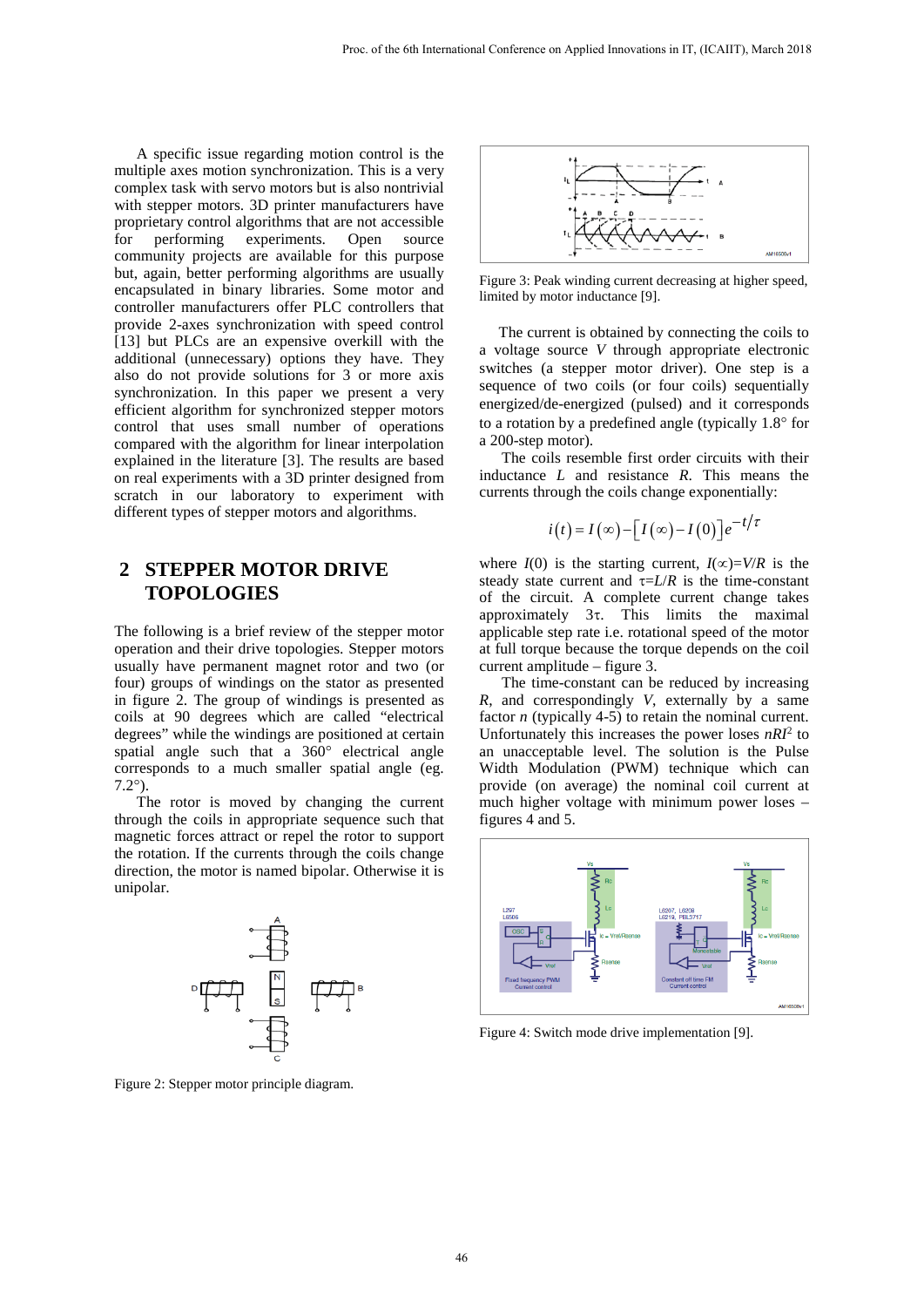A specific issue regarding motion control is the multiple axes motion synchronization. This is a very complex task with servo motors but is also nontrivial with stepper motors. 3D printer manufacturers have proprietary control algorithms that are not accessible for performing experiments. Open source community projects are available for this purpose but, again, better performing algorithms are usually encapsulated in binary libraries. Some motor and controller manufacturers offer PLC controllers that provide 2-axes synchronization with speed control [13] but PLCs are an expensive overkill with the additional (unnecessary) options they have. They also do not provide solutions for 3 or more axis synchronization. In this paper we present a very efficient algorithm for synchronized stepper motors control that uses small number of operations compared with the algorithm for linear interpolation explained in the literature [3]. The results are based on real experiments with a 3D printer designed from scratch in our laboratory to experiment with different types of stepper motors and algorithms.

## 2 STEPPER MOTOR DRIVE TOPOLOGIES

The following is a brief review of the stepper motor operation and their drive topologies. Stepper motors usually have permanent magnet rotor and two (or four) groups of windings on the stator as presented in figure 2. The group of windings is presented as coils at 90 degrees which are called "electrical degrees" while the windings are positioned at certain spatial angle such that a 360° electrical angle corresponds to a much smaller spatial angle (eg. 7.2°).

The rotor is moved by changing the current through the coils in appropriate sequence such that magnetic forces attract or repel the rotor to support the rotation. If the currents through the coils change direction, the motor is named bipolar. Otherwise it is unipolar.

Figure 2: Stepper motor principle diagram.

Figure 3: Peak winding current decreasing at higher speed, limited by motor inductance [9].

The current is obtained by connecting the coils to a voltage source $V$ through appropriate electronic switches (a stepper motor driver). One step is a sequence of two coils (or four coils) sequentially energized/de-energized (pulsed) and it corresponds to a rotation by a predefined angle (typically 1.8° for a 200-step motor).

The coils resemble first order circuits with their inductance $L$ and resistance $R$. This means the currents through the coils change exponentially:

$$i(t) = I(\infty) - \left[I(\infty) - I(0)\right]e^{-t/\tau}$$

where $I(0)$ is the starting current, $I(\infty)=V/R$ is the steady state current and $\tau=L/R$ is the time-constant of the circuit. A complete current change takes approximately $3\tau$. This limits the maximal applicable step rate i.e. rotational speed of the motor at full torque because the torque depends on the coil current amplitude – figure 3.

The time-constant can be reduced by increasing $R$, and correspondingly $V$, externally by a same factor $n$ (typically 4-5) to retain the nominal current. Unfortunately this increases the power loses $nRI^2$ to an unacceptable level. The solution is the Pulse Width Modulation (PWM) technique which can provide (on average) the nominal coil current at much higher voltage with minimum power loses – figures 4 and 5.

Figure 4: Switch mode drive implementation [9].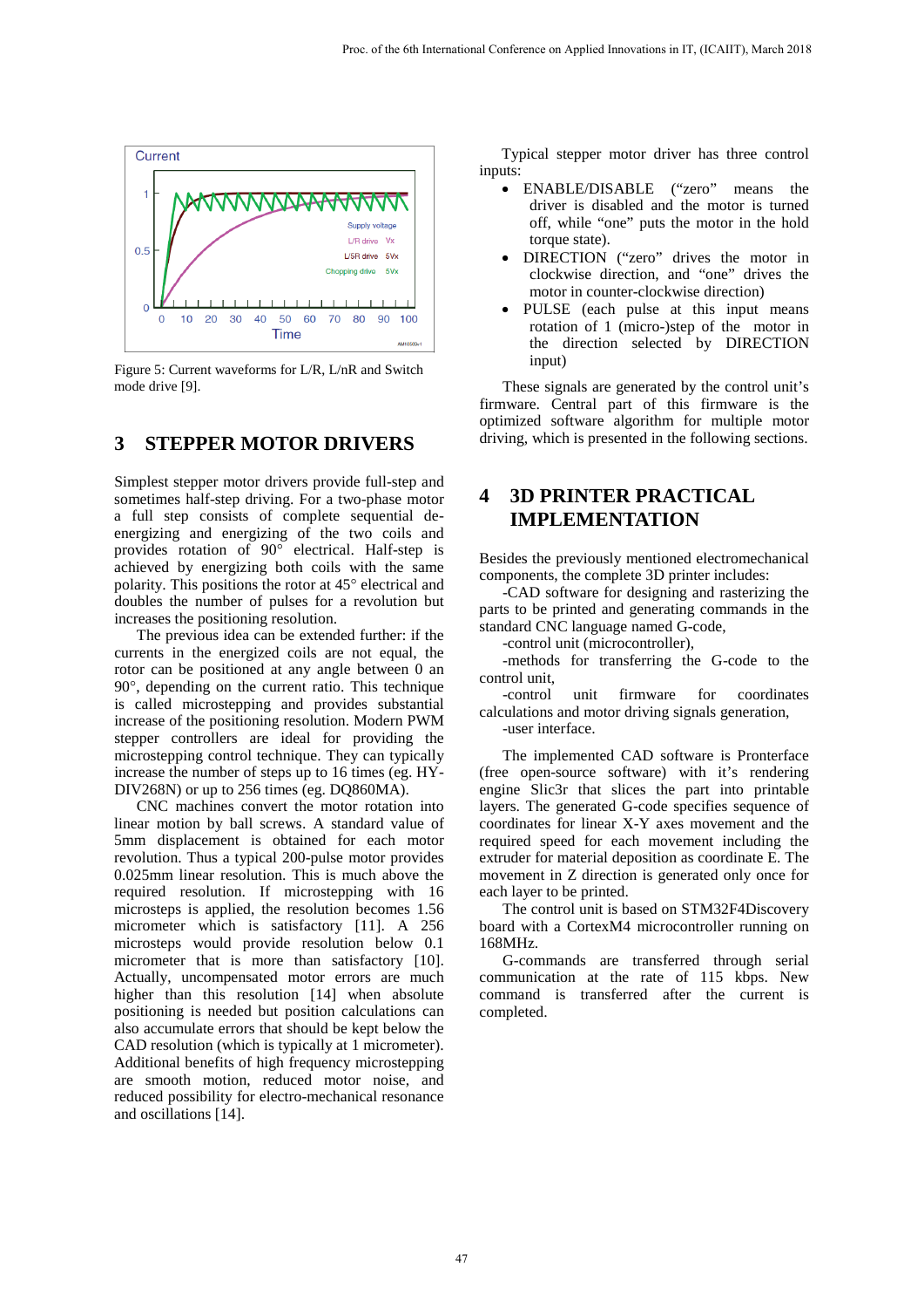Figure 5: Current waveforms for L/R, L/nR and Switch mode drive [9].

## 3 STEPPER MOTOR DRIVERS

Simplest stepper motor drivers provide full-step and sometimes half-step driving. For a two-phase motor a full step consists of complete sequential de-energizing and energizing of the two coils and provides rotation of 90° electrical. Half-step is achieved by energizing both coils with the same polarity. This positions the rotor at 45° electrical and doubles the number of pulses for a revolution but increases the positioning resolution.

The previous idea can be extended further: if the currents in the energized coils are not equal, the rotor can be positioned at any angle between 0 an 90°, depending on the current ratio. This technique is called microstepping and provides substantial increase of the positioning resolution. Modern PWM stepper controllers are ideal for providing the microstepping control technique. They can typically increase the number of steps up to 16 times (eg. HY-DIV268N) or up to 256 times (eg. DQ860MA).

CNC machines convert the motor rotation into linear motion by ball screws. A standard value of 5mm displacement is obtained for each motor revolution. Thus a typical 200-pulse motor provides 0.025mm linear resolution. This is much above the required resolution. If microstepping with 16 microsteps is applied, the resolution becomes 1.56 micrometer which is satisfactory [11]. A 256 microsteps would provide resolution below 0.1 micrometer that is more than satisfactory [10]. Actually, uncompensated motor errors are much higher than this resolution [14] when absolute positioning is needed but position calculations can also accumulate errors that should be kept below the CAD resolution (which is typically at 1 micrometer). Additional benefits of high frequency microstepping are smooth motion, reduced motor noise, and reduced possibility for electro-mechanical resonance and oscillations [14].

Typical stepper motor driver has three control inputs:

- ENABLE/DISABLE ("zero" means the driver is disabled and the motor is turned off, while "one" puts the motor in the hold torque state).
- DIRECTION ("zero" drives the motor in clockwise direction, and "one" drives the motor in counter-clockwise direction)
- PULSE (each pulse at this input means rotation of 1 (micro-)step of the motor in the direction selected by DIRECTION input)

These signals are generated by the control unit's firmware. Central part of this firmware is the optimized software algorithm for multiple motor driving, which is presented in the following sections.

## 4 3D PRINTER PRACTICAL IMPLEMENTATION

Besides the previously mentioned electromechanical components, the complete 3D printer includes:

-CAD software for designing and rasterizing the parts to be printed and generating commands in the standard CNC language named G-code,

-control unit (microcontroller),

-methods for transferring the G-code to the control unit,

-control unit firmware for coordinates calculations and motor driving signals generation,

-user interface.

The implemented CAD software is Pronterface (free open-source software) with it's rendering engine Slic3r that slices the part into printable layers. The generated G-code specifies sequence of coordinates for linear X-Y axes movement and the required speed for each movement including the extruder for material deposition as coordinate E. The movement in Z direction is generated only once for each layer to be printed.

The control unit is based on STM32F4Discovery board with a CortexM4 microcontroller running on 168MHz.

G-commands are transferred through serial communication at the rate of 115 kbps. New command is transferred after the current is completed.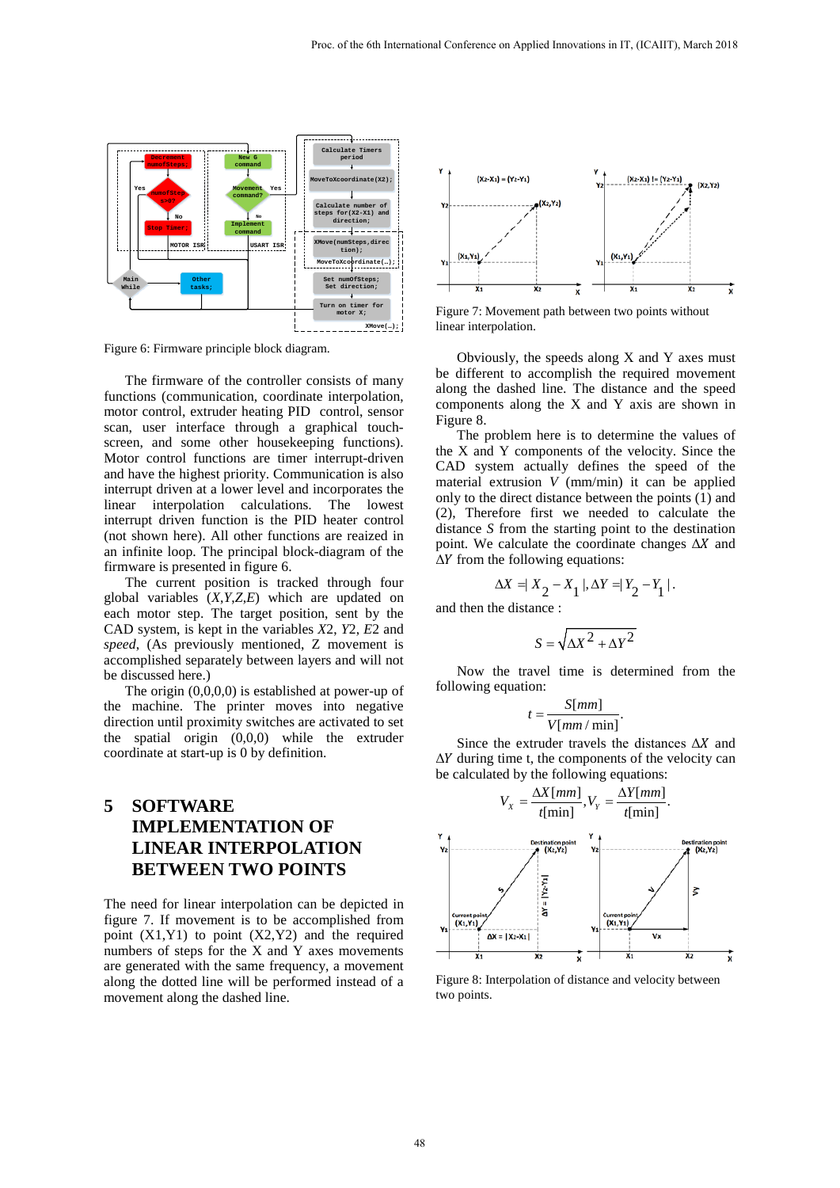Figure 6: Firmware principle block diagram.

The firmware of the controller consists of many functions (communication, coordinate interpolation, motor control, extruder heating PID control, sensor scan, user interface through a graphical touch-screen, and some other housekeeping functions). Motor control functions are timer interrupt-driven and have the highest priority. Communication is also interrupt driven at a lower level and incorporates the linear interpolation calculations. The lowest interrupt driven function is the PID heater control (not shown here). All other functions are reaized in an infinite loop. The principal block-diagram of the firmware is presented in figure 6.

The current position is tracked through four global variables (*X,Y,Z,E*) which are updated on each motor step. The target position, sent by the CAD system, is kept in the variables *X*2, *Y*2, *E*2 and *speed*, (As previously mentioned, Z movement is accomplished separately between layers and will not be discussed here.)

The origin (0,0,0,0) is established at power-up of the machine. The printer moves into negative direction until proximity switches are activated to set the spatial origin (0,0,0) while the extruder coordinate at start-up is 0 by definition.

## 5 SOFTWARE IMPLEMENTATION OF LINEAR INTERPOLATION BETWEEN TWO POINTS

The need for linear interpolation can be depicted in figure 7. If movement is to be accomplished from point (X1,Y1) to point (X2,Y2) and the required numbers of steps for the X and Y axes movements are generated with the same frequency, a movement along the dotted line will be performed instead of a movement along the dashed line.

Figure 7: Movement path between two points without linear interpolation.

Obviously, the speeds along X and Y axes must be different to accomplish the required movement along the dashed line. The distance and the speed components along the X and Y axis are shown in Figure 8.

The problem here is to determine the values of the X and Y components of the velocity. Since the CAD system actually defines the speed of the material extrusion *V* (mm/min) it can be applied only to the direct distance between the points (1) and (2), Therefore first we needed to calculate the distance *S* from the starting point to the destination point. We calculate the coordinate changes $\Delta X$ and $\Delta Y$ from the following equations:

$$\Delta X = |X_2 - X_1|, \Delta Y = |Y_2 - Y_1|.$$

and then the distance :

$$S = \sqrt{\Delta X^2 + \Delta Y^2}$$

Now the travel time is determined from the following equation:

$$t = \frac{S[mm]}{V[mm/\min]}.$$

Since the extruder travels the distances $\Delta X$ and $\Delta Y$ during time t, the components of the velocity can be calculated by the following equations:

$$V_X = \frac{\Delta X[mm]}{t[\min]}, V_Y = \frac{\Delta Y[mm]}{t[\min]}.$$

Figure 8: Interpolation of distance and velocity between two points.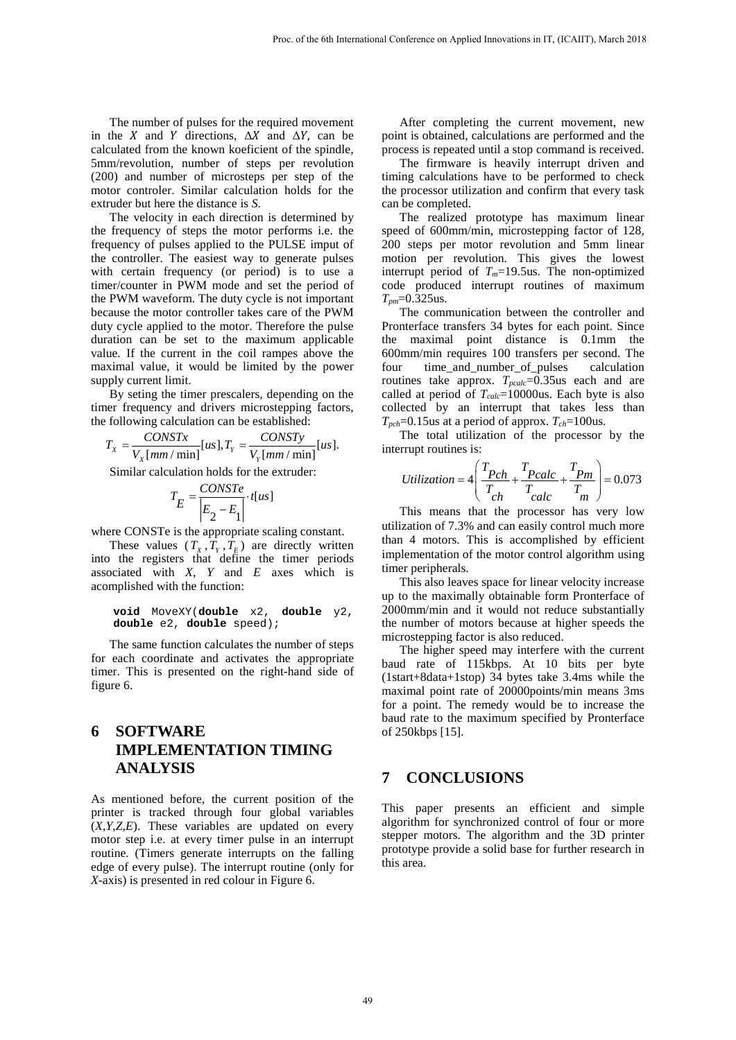The number of pulses for the required movement in the $X$ and $Y$ directions, $\Delta X$ and $\Delta Y$, can be calculated from the known koeficient of the spindle, 5mm/revolution, number of steps per revolution (200) and number of microsteps per step of the motor controler. Similar calculation holds for the extruder but here the distance is $S$.

The velocity in each direction is determined by the frequency of steps the motor performs i.e. the frequency of pulses applied to the PULSE imput of the controller. The easiest way to generate pulses with certain frequency (or period) is to use a timer/counter in PWM mode and set the period of the PWM waveform. The duty cycle is not important because the motor controller takes care of the PWM duty cycle applied to the motor. Therefore the pulse duration can be set to the maximum applicable value. If the current in the coil rampes above the maximal value, it would be limited by the power supply current limit.

By seting the timer prescalers, depending on the timer frequency and drivers microstepping factors, the following calculation can be established:

$$T_X = \frac{CONSTx}{V_X[mm/\min]}[us], T_Y = \frac{CONSTy}{V_Y[mm/\min]}[us].$$

Similar calculation holds for the extruder:

$$T_E = \frac{CONSTe}{\left|E_2 - E_1\right|} \cdot t[us]$$

where CONSTe is the appropriate scaling constant.

These values ($T_X, T_Y, T_E$) are directly written into the registers that define the timer periods associated with $X$, $Y$ and $E$ axes which is acomplished with the function:

```
void MoveXY(double x2, double y2,
double e2, double speed);
```

The same function calculates the number of steps for each coordinate and activates the appropriate timer. This is presented on the right-hand side of figure 6.

# 6 SOFTWARE IMPLEMENTATION TIMING ANALYSIS

As mentioned before, the current position of the printer is tracked through four global variables ($X$,$Y$,$Z$,$E$). These variables are updated on every motor step i.e. at every timer pulse in an interrupt routine. (Timers generate interrupts on the falling edge of every pulse). The interrupt routine (only for $X$-axis) is presented in red colour in Figure 6.

After completing the current movement, new point is obtained, calculations are performed and the process is repeated until a stop command is received.

The firmware is heavily interrupt driven and timing calculations have to be performed to check the processor utilization and confirm that every task can be completed.

The realized prototype has maximum linear speed of 600mm/min, microstepping factor of 128, 200 steps per motor revolution and 5mm linear motion per revolution. This gives the lowest interrupt period of $T_m$=19.5us. The non-optimized code produced interrupt routines of maximum $T_{pm}$=0.325us.

The communication between the controller and Pronterface transfers 34 bytes for each point. Since the maximal point distance is 0.1mm the 600mm/min requires 100 transfers per second. The four time_and_number_of_pulses calculation routines take approx. $T_{pcalc}$=0.35us each and are called at period of $T_{calc}$=10000us. Each byte is also collected by an interrupt that takes less than $T_{pch}$=0.15us at a period of approx. $T_{ch}$=100us.

The total utilization of the processor by the interrupt routines is:

$$Utilization = 4\left(\frac{T_{Pch}}{T_{ch}} + \frac{T_{Pcalc}}{T_{calc}} + \frac{T_{Pm}}{T_m}\right) = 0.073$$

This means that the processor has very low utilization of 7.3% and can easily control much more than 4 motors. This is accomplished by efficient implementation of the motor control algorithm using timer peripherals.

This also leaves space for linear velocity increase up to the maximally obtainable form Pronterface of 2000mm/min and it would not reduce substantially the number of motors because at higher speeds the microstepping factor is also reduced.

The higher speed may interfere with the current baud rate of 115kbps. At 10 bits per byte (1start+8data+1stop) 34 bytes take 3.4ms while the maximal point rate of 20000points/min means 3ms for a point. The remedy would be to increase the baud rate to the maximum specified by Pronterface of 250kbps [15].

# 7 CONCLUSIONS

This paper presents an efficient and simple algorithm for synchronized control of four or more stepper motors. The algorithm and the 3D printer prototype provide a solid base for further research in this area.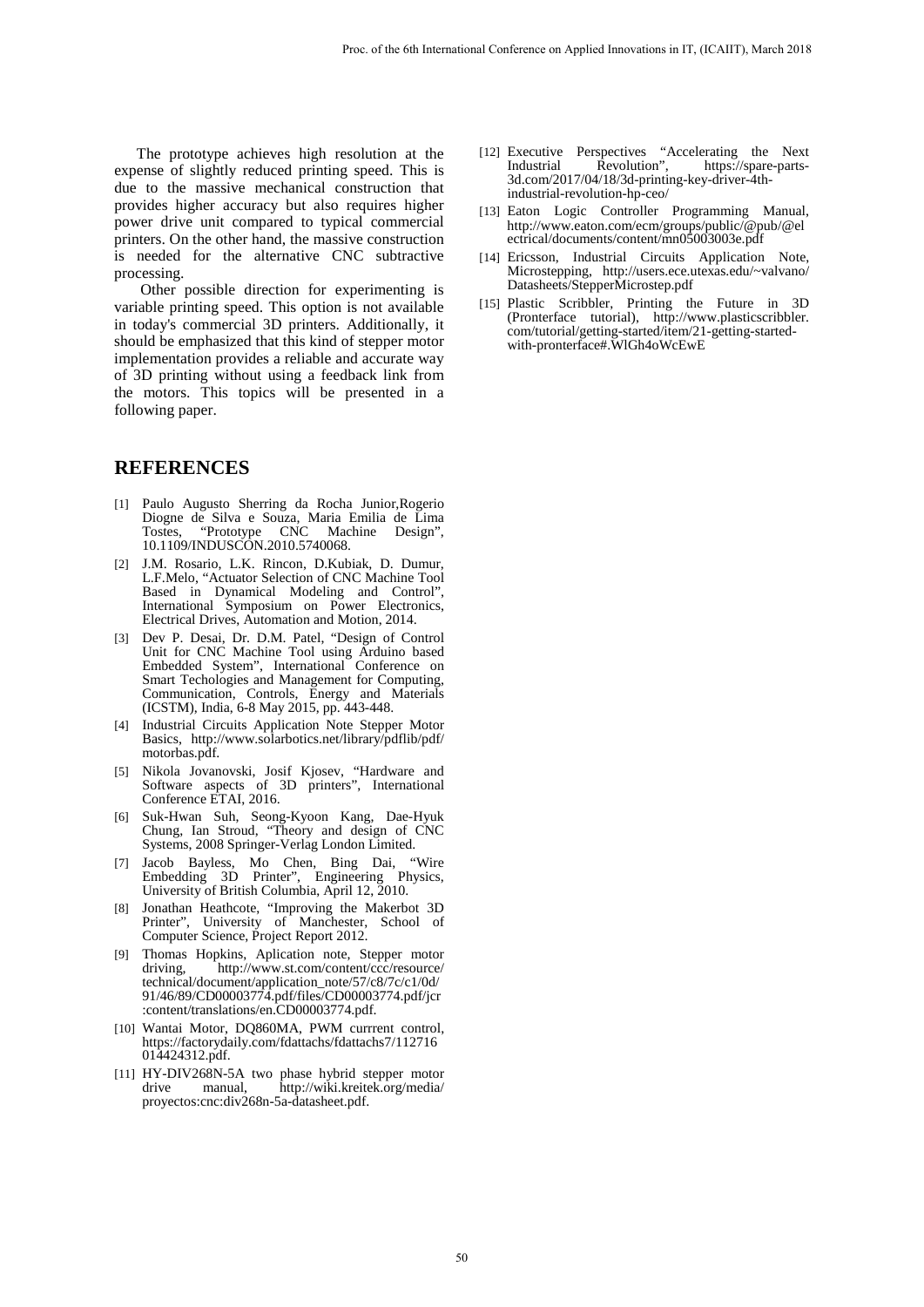The prototype achieves high resolution at the expense of slightly reduced printing speed. This is due to the massive mechanical construction that provides higher accuracy but also requires higher power drive unit compared to typical commercial printers. On the other hand, the massive construction is needed for the alternative CNC subtractive processing.

Other possible direction for experimenting is variable printing speed. This option is not available in today's commercial 3D printers. Additionally, it should be emphasized that this kind of stepper motor implementation provides a reliable and accurate way of 3D printing without using a feedback link from the motors. This topics will be presented in a following paper.

## REFERENCES

[1] Paulo Augusto Sherring da Rocha Junior,Rogerio Diogne de Silva e Souza, Maria Emilia de Lima Tostes, "Prototype CNC Machine Design", 10.1109/INDUSCON.2010.5740068.

[2] J.M. Rosario, L.K. Rincon, D.Kubiak, D. Dumur, L.F.Melo, "Actuator Selection of CNC Machine Tool Based in Dynamical Modeling and Control", International Symposium on Power Electronics, Electrical Drives, Automation and Motion, 2014.

[3] Dev P. Desai, Dr. D.M. Patel, "Design of Control Unit for CNC Machine Tool using Arduino based Embedded System", International Conference on Smart Techologies and Management for Computing, Communication, Controls, Energy and Materials (ICSTM), India, 6-8 May 2015, pp. 443-448.

[4] Industrial Circuits Application Note Stepper Motor Basics, http://www.solarbotics.net/library/pdflib/pdf/motorbas.pdf.

[5] Nikola Jovanovski, Josif Kjosev, "Hardware and Software aspects of 3D printers", International Conference ETAI, 2016.

[6] Suk-Hwan Suh, Seong-Kyoon Kang, Dae-Hyuk Chung, Ian Stroud, "Theory and design of CNC Systems, 2008 Springer-Verlag London Limited.

[7] Jacob Bayless, Mo Chen, Bing Dai, "Wire Embedding 3D Printer", Engineering Physics, University of British Columbia, April 12, 2010.

[8] Jonathan Heathcote, "Improving the Makerbot 3D Printer", University of Manchester, School of Computer Science, Project Report 2012.

[9] Thomas Hopkins, Aplication note, Stepper motor driving, http://www.st.com/content/ccc/resource/technical/document/application_note/57/c8/7c/c1/0d/91/46/89/CD00003774.pdf/files/CD00003774.pdf/jcr:content/translations/en.CD00003774.pdf.

[10] Wantai Motor, DQ860MA, PWM currrent control, https://factorydaily.com/fdattachs/fdattachs7/112716014424312.pdf.

[11] HY-DIV268N-5A two phase hybrid stepper motor drive manual, http://wiki.kreitek.org/media/proyectos:cnc:div268n-5a-datasheet.pdf.

[12] Executive Perspectives "Accelerating the Next Industrial Revolution", https://spare-parts-3d.com/2017/04/18/3d-printing-key-driver-4th-industrial-revolution-hp-ceo/

[13] Eaton Logic Controller Programming Manual, http://www.eaton.com/ecm/groups/public/@pub/@electrical/documents/content/mn05003003e.pdf

[14] Ericsson, Industrial Circuits Application Note, Microstepping, http://users.ece.utexas.edu/~valvano/Datasheets/StepperMicrostep.pdf

[15] Plastic Scribbler, Printing the Future in 3D (Pronterface tutorial), http://www.plasticscribbler.com/tutorial/getting-started/item/21-getting-started-with-pronterface#.WlGh4oWcEwE